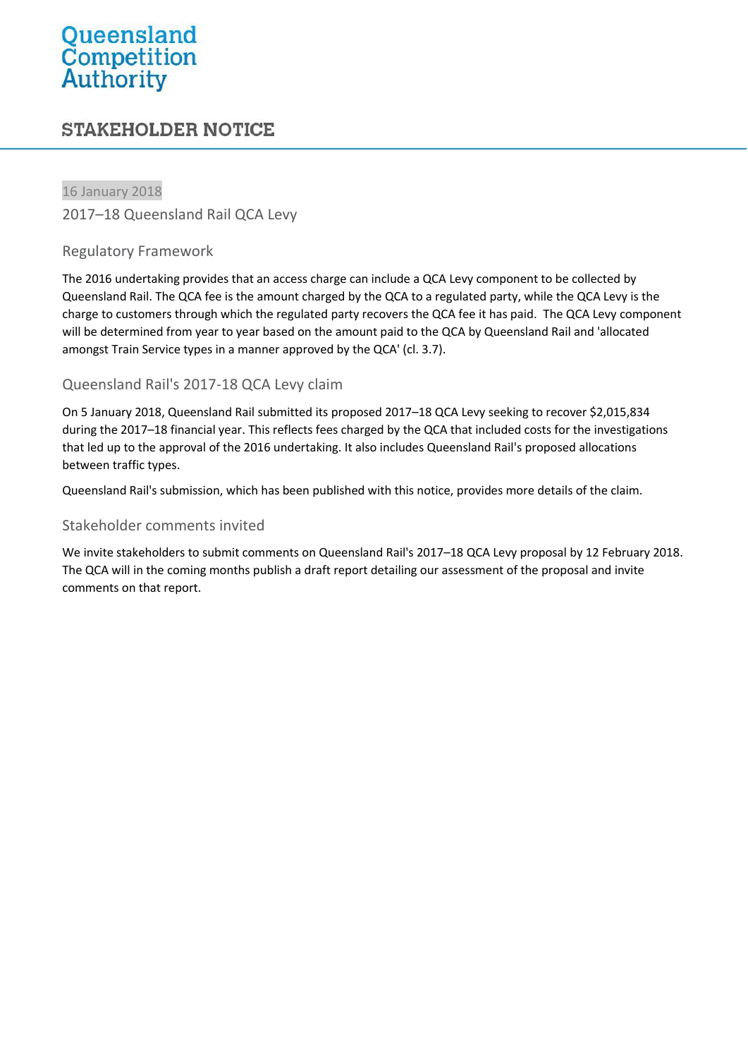Queensland Competition Authority

# STAKEHOLDER NOTICE

16 January 2018

## 2017–18 Queensland Rail QCA Levy

### Regulatory Framework

The 2016 undertaking provides that an access charge can include a QCA Levy component to be collected by Queensland Rail. The QCA fee is the amount charged by the QCA to a regulated party, while the QCA Levy is the charge to customers through which the regulated party recovers the QCA fee it has paid. The QCA Levy component will be determined from year to year based on the amount paid to the QCA by Queensland Rail and 'allocated amongst Train Service types in a manner approved by the QCA' (cl. 3.7).

### Queensland Rail's 2017-18 QCA Levy claim

On 5 January 2018, Queensland Rail submitted its proposed 2017–18 QCA Levy seeking to recover $2,015,834 during the 2017–18 financial year. This reflects fees charged by the QCA that included costs for the investigations that led up to the approval of the 2016 undertaking. It also includes Queensland Rail's proposed allocations between traffic types.

Queensland Rail's submission, which has been published with this notice, provides more details of the claim.

### Stakeholder comments invited

We invite stakeholders to submit comments on Queensland Rail's 2017–18 QCA Levy proposal by 12 February 2018. The QCA will in the coming months publish a draft report detailing our assessment of the proposal and invite comments on that report.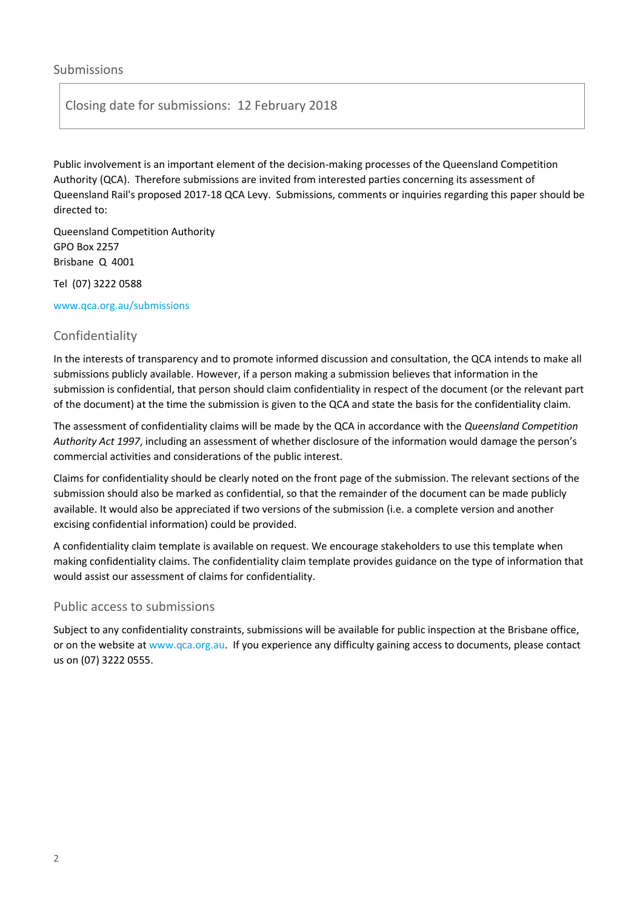## Submissions

Closing date for submissions: 12 February 2018

Public involvement is an important element of the decision-making processes of the Queensland Competition Authority (QCA). Therefore submissions are invited from interested parties concerning its assessment of Queensland Rail's proposed 2017-18 QCA Levy. Submissions, comments or inquiries regarding this paper should be directed to:

Queensland Competition Authority
GPO Box 2257
Brisbane Q 4001

Tel (07) 3222 0588

www.qca.org.au/submissions

## Confidentiality

In the interests of transparency and to promote informed discussion and consultation, the QCA intends to make all submissions publicly available. However, if a person making a submission believes that information in the submission is confidential, that person should claim confidentiality in respect of the document (or the relevant part of the document) at the time the submission is given to the QCA and state the basis for the confidentiality claim.

The assessment of confidentiality claims will be made by the QCA in accordance with the *Queensland Competition Authority Act 1997*, including an assessment of whether disclosure of the information would damage the person's commercial activities and considerations of the public interest.

Claims for confidentiality should be clearly noted on the front page of the submission. The relevant sections of the submission should also be marked as confidential, so that the remainder of the document can be made publicly available. It would also be appreciated if two versions of the submission (i.e. a complete version and another excising confidential information) could be provided.

A confidentiality claim template is available on request. We encourage stakeholders to use this template when making confidentiality claims. The confidentiality claim template provides guidance on the type of information that would assist our assessment of claims for confidentiality.

## Public access to submissions

Subject to any confidentiality constraints, submissions will be available for public inspection at the Brisbane office, or on the website at www.qca.org.au. If you experience any difficulty gaining access to documents, please contact us on (07) 3222 0555.